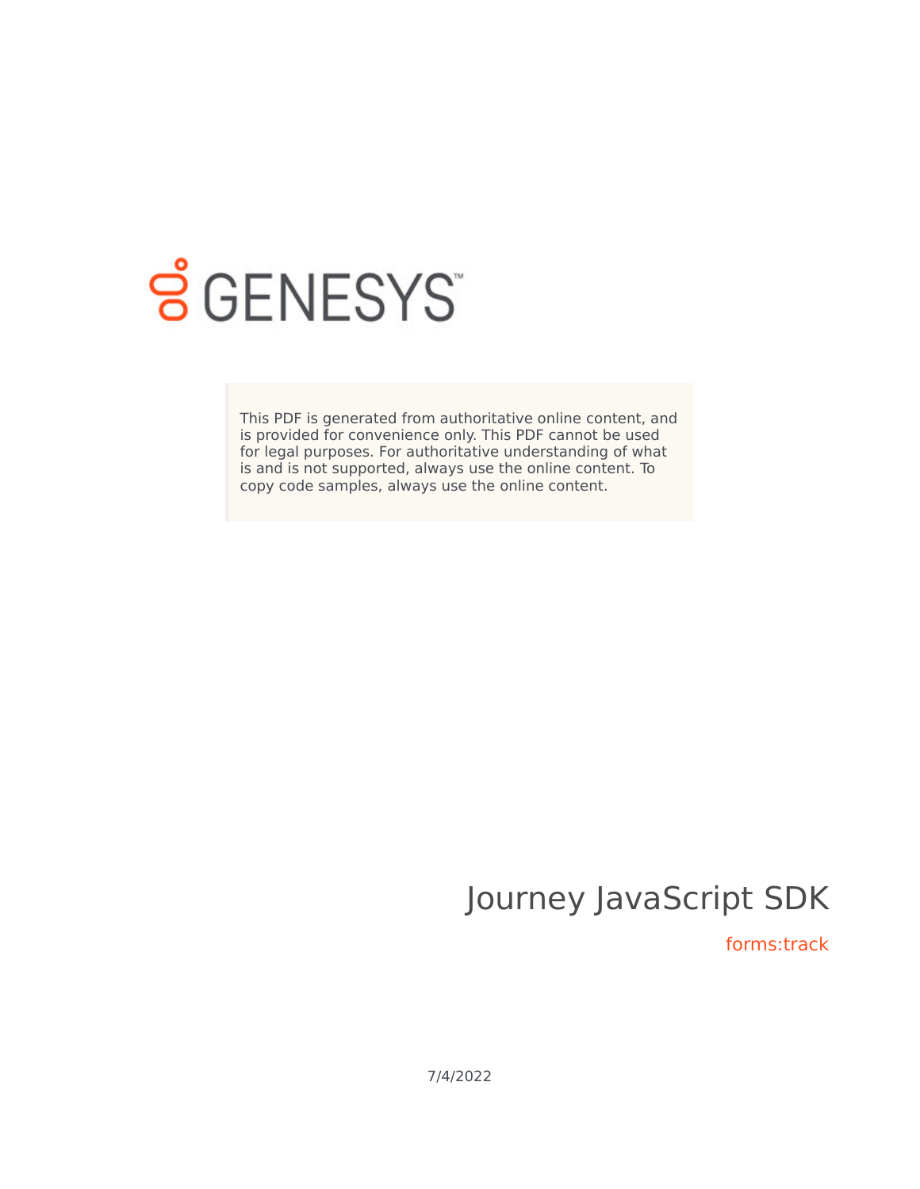GENESYS

This PDF is generated from authoritative online content, and is provided for convenience only. This PDF cannot be used for legal purposes. For authoritative understanding of what is and is not supported, always use the online content. To copy code samples, always use the online content.

# Journey JavaScript SDK

## forms:track

7/4/2022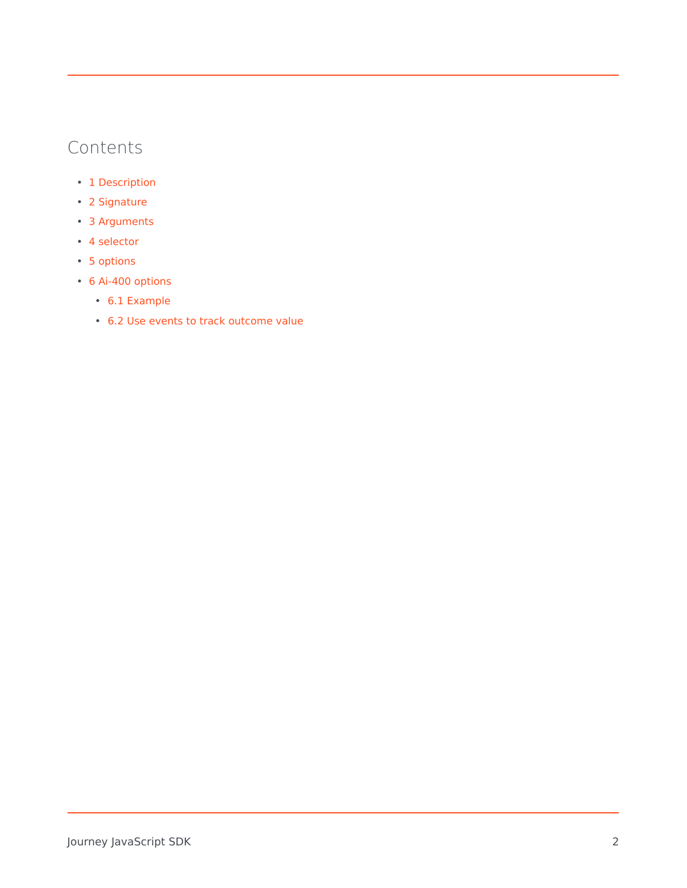## Contents

- 1 Description
- 2 Signature
- 3 Arguments
- 4 selector
- 5 options
- 6 Ai-400 options
  - 6.1 Example
  - 6.2 Use events to track outcome value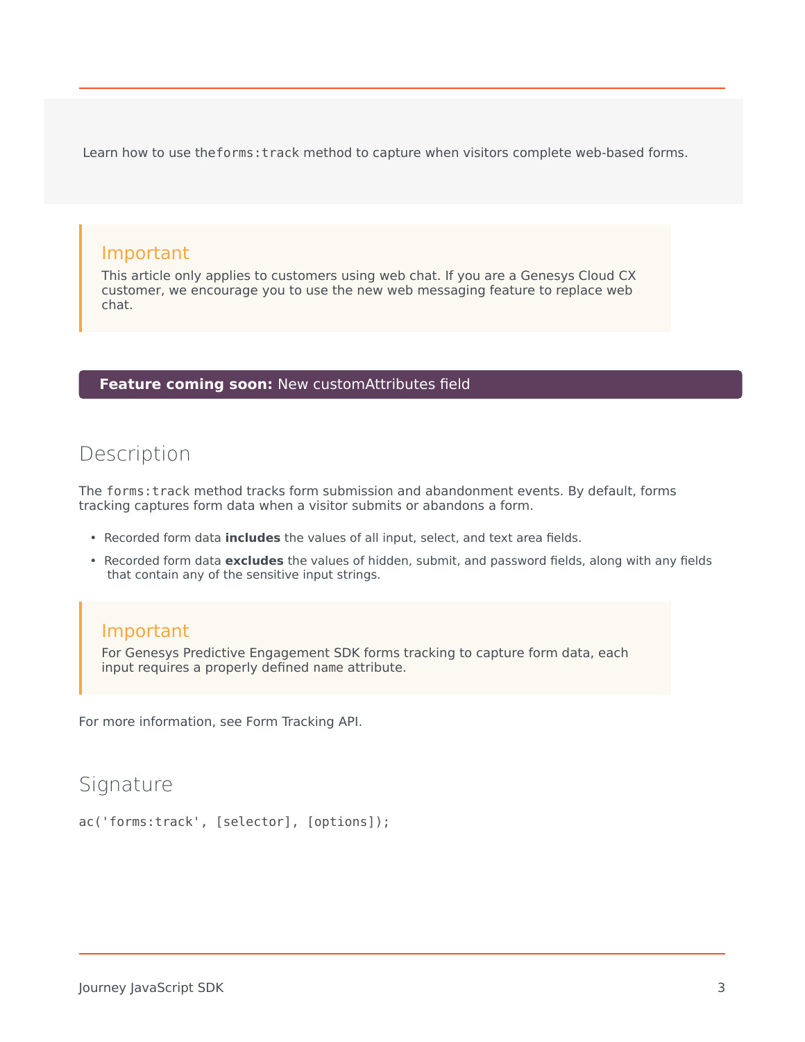Learn how to use the `forms:track` method to capture when visitors complete web-based forms.

> **Important**
>
> This article only applies to customers using web chat. If you are a Genesys Cloud CX customer, we encourage you to use the new web messaging feature to replace web chat.

**Feature coming soon:** New customAttributes field

## Description

The `forms:track` method tracks form submission and abandonment events. By default, forms tracking captures form data when a visitor submits or abandons a form.

- Recorded form data **includes** the values of all input, select, and text area fields.
- Recorded form data **excludes** the values of hidden, submit, and password fields, along with any fields that contain any of the sensitive input strings.

> **Important**
>
> For Genesys Predictive Engagement SDK forms tracking to capture form data, each input requires a properly defined name attribute.

For more information, see Form Tracking API.

## Signature

```
ac('forms:track', [selector], [options]);
```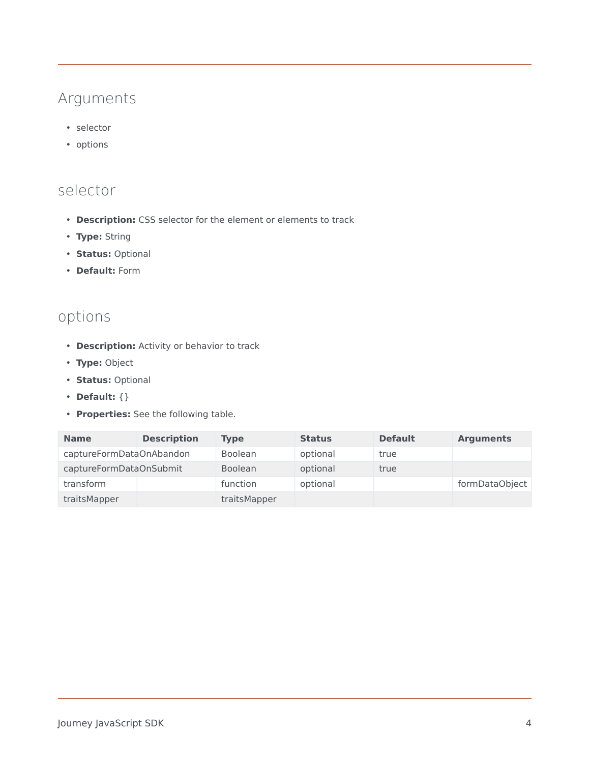## Arguments

- selector
- options

### selector

- **Description:** CSS selector for the element or elements to track
- **Type:** String
- **Status:** Optional
- **Default:** Form

### options

- **Description:** Activity or behavior to track
- **Type:** Object
- **Status:** Optional
- **Default:** {}
- **Properties:** See the following table.

| Name | Description | Type | Status | Default | Arguments |
|---|---|---|---|---|---|
| captureFormDataOnAbandon | | Boolean | optional | true | |
| captureFormDataOnSubmit | | Boolean | optional | true | |
| transform | | function | optional | | formDataObject |
| traitsMapper | | traitsMapper | | | |